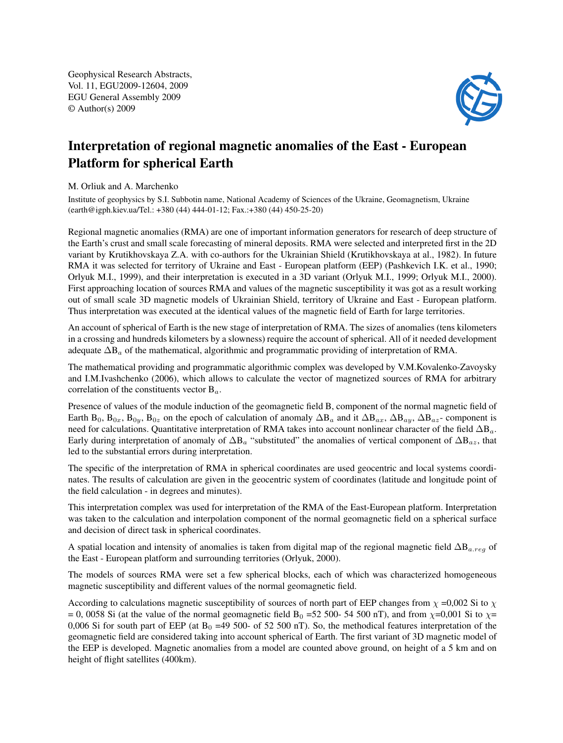Geophysical Research Abstracts,
Vol. 11, EGU2009-12604, 2009
EGU General Assembly 2009
© Author(s) 2009

# Interpretation of regional magnetic anomalies of the East - European Platform for spherical Earth

M. Orliuk and A. Marchenko

Institute of geophysics by S.I. Subbotin name, National Academy of Sciences of the Ukraine, Geomagnetism, Ukraine (earth@igph.kiev.ua/Tel.: +380 (44) 444-01-12; Fax.:+380 (44) 450-25-20)

Regional magnetic anomalies (RMA) are one of important information generators for research of deep structure of the Earth's crust and small scale forecasting of mineral deposits. RMA were selected and interpreted first in the 2D variant by Krutikhovskaya Z.A. with co-authors for the Ukrainian Shield (Krutikhovskaya at al., 1982). In future RMA it was selected for territory of Ukraine and East - European platform (EEP) (Pashkevich I.K. et al., 1990; Orlyuk M.I., 1999), and their interpretation is executed in a 3D variant (Orlyuk M.I., 1999; Orlyuk M.I., 2000). First approaching location of sources RMA and values of the magnetic susceptibility it was got as a result working out of small scale 3D magnetic models of Ukrainian Shield, territory of Ukraine and East - European platform. Thus interpretation was executed at the identical values of the magnetic field of Earth for large territories.

An account of spherical of Earth is the new stage of interpretation of RMA. The sizes of anomalies (tens kilometers in a crossing and hundreds kilometers by a slowness) require the account of spherical. All of it needed development adequate $\Delta B_a$ of the mathematical, algorithmic and programmatic providing of interpretation of RMA.

The mathematical providing and programmatic algorithmic complex was developed by V.M.Kovalenko-Zavoysky and I.M.Ivashchenko (2006), which allows to calculate the vector of magnetized sources of RMA for arbitrary correlation of the constituents vector $B_a$.

Presence of values of the module induction of the geomagnetic field B, component of the normal magnetic field of Earth $B_0$, $B_{0x}$, $B_{0y}$, $B_{0z}$ on the epoch of calculation of anomaly $\Delta B_a$ and it $\Delta B_{ax}$, $\Delta B_{ay}$, $\Delta B_{az}$- component is need for calculations. Quantitative interpretation of RMA takes into account nonlinear character of the field $\Delta B_a$. Early during interpretation of anomaly of $\Delta B_a$ "substituted" the anomalies of vertical component of $\Delta B_{az}$, that led to the substantial errors during interpretation.

The specific of the interpretation of RMA in spherical coordinates are used geocentric and local systems coordinates. The results of calculation are given in the geocentric system of coordinates (latitude and longitude point of the field calculation - in degrees and minutes).

This interpretation complex was used for interpretation of the RMA of the East-European platform. Interpretation was taken to the calculation and interpolation component of the normal geomagnetic field on a spherical surface and decision of direct task in spherical coordinates.

A spatial location and intensity of anomalies is taken from digital map of the regional magnetic field $\Delta B_{a.reg}$ of the East - European platform and surrounding territories (Orlyuk, 2000).

The models of sources RMA were set a few spherical blocks, each of which was characterized homogeneous magnetic susceptibility and different values of the normal geomagnetic field.

According to calculations magnetic susceptibility of sources of north part of EEP changes from $\chi$ =0,002 Si to $\chi$ = 0, 0058 Si (at the value of the normal geomagnetic field $B_0$ =52 500- 54 500 nT), and from $\chi$=0,001 Si to $\chi$= 0,006 Si for south part of EEP (at $B_0$ =49 500- of 52 500 nT). So, the methodical features interpretation of the geomagnetic field are considered taking into account spherical of Earth. The first variant of 3D magnetic model of the EEP is developed. Magnetic anomalies from a model are counted above ground, on height of a 5 km and on height of flight satellites (400km).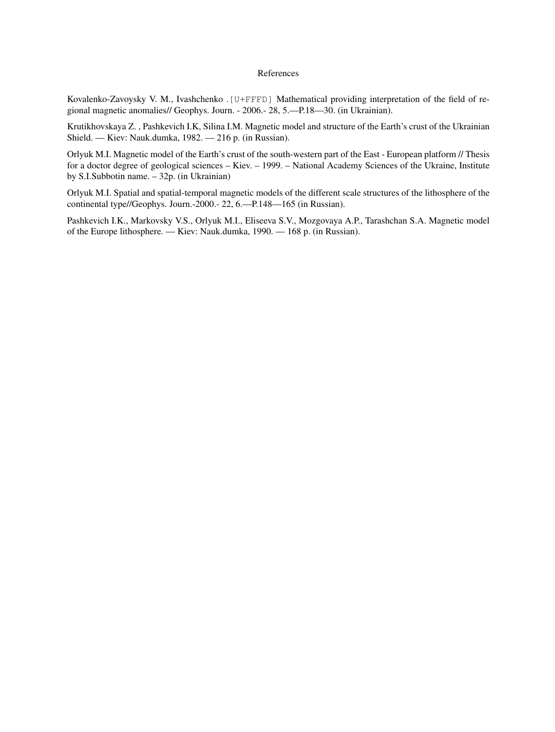## References

Kovalenko-Zavoysky V. M., Ivashchenko .[U+FFFD] Mathematical providing interpretation of the field of regional magnetic anomalies// Geophys. Journ. - 2006.- 28, 5.—P.18—30. (in Ukrainian).

Krutikhovskaya Z. , Pashkevich I.K, Silina I.M. Magnetic model and structure of the Earth's crust of the Ukrainian Shield. — Kiev: Nauk.dumka, 1982. — 216 p. (in Russian).

Orlyuk M.I. Magnetic model of the Earth's crust of the south-western part of the East - European platform // Thesis for a doctor degree of geological sciences – Kiev. – 1999. – National Academy Sciences of the Ukraine, Institute by S.I.Subbotin name. – 32p. (in Ukrainian)

Orlyuk M.I. Spatial and spatial-temporal magnetic models of the different scale structures of the lithosphere of the continental type//Geophys. Journ.-2000.- 22, 6.—P.148—165 (in Russian).

Pashkevich I.K., Markovsky V.S., Orlyuk M.I., Eliseeva S.V., Mozgovaya A.P., Tarashchan S.A. Magnetic model of the Europe lithosphere. — Kiev: Nauk.dumka, 1990. — 168 p. (in Russian).